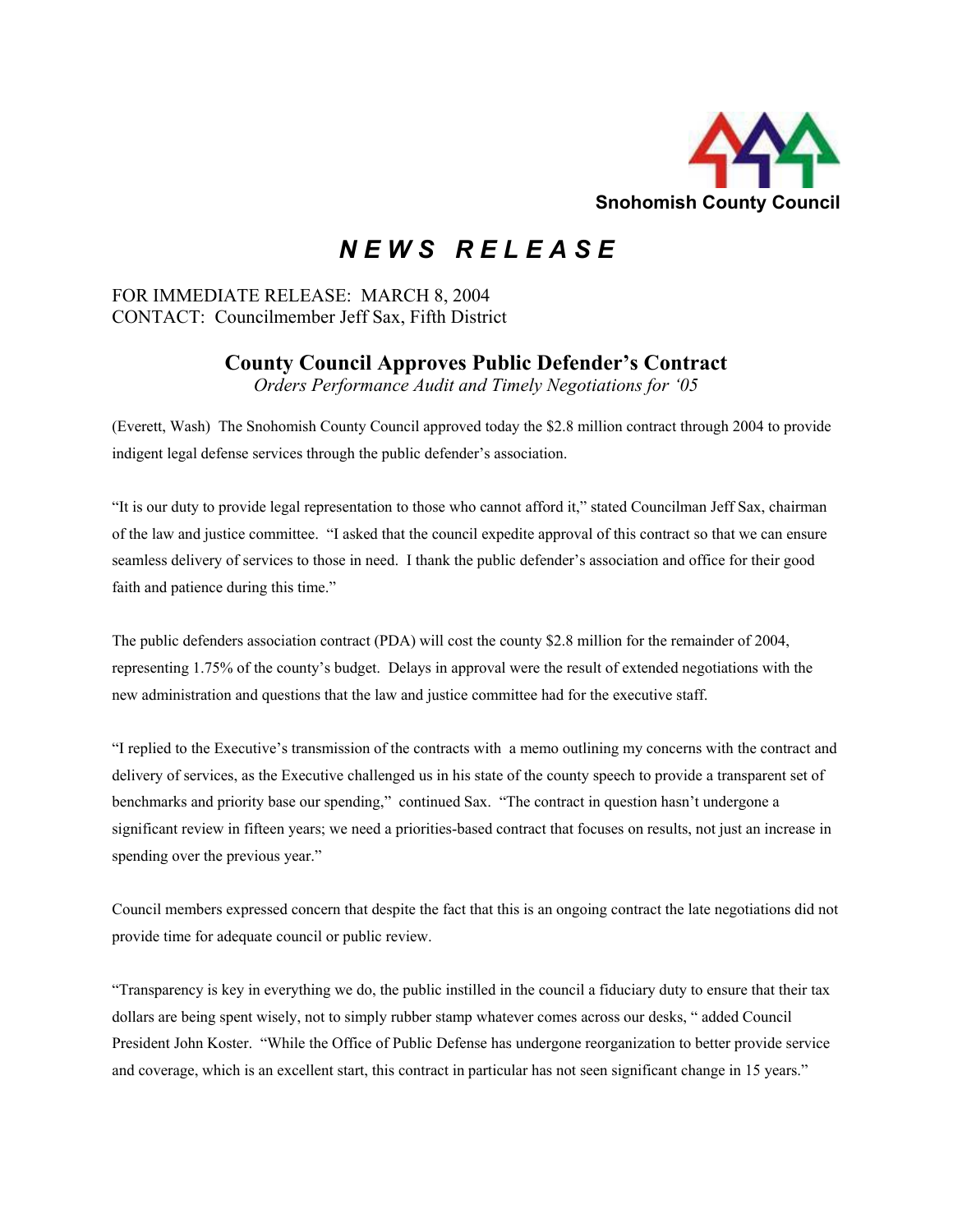Snohomish County Council

# *N E W S  R E L E A S E*

FOR IMMEDIATE RELEASE: MARCH 8, 2004
CONTACT: Councilmember Jeff Sax, Fifth District

## County Council Approves Public Defender's Contract

*Orders Performance Audit and Timely Negotiations for '05*

(Everett, Wash) The Snohomish County Council approved today the $2.8 million contract through 2004 to provide indigent legal defense services through the public defender's association.

"It is our duty to provide legal representation to those who cannot afford it," stated Councilman Jeff Sax, chairman of the law and justice committee. "I asked that the council expedite approval of this contract so that we can ensure seamless delivery of services to those in need. I thank the public defender's association and office for their good faith and patience during this time."

The public defenders association contract (PDA) will cost the county $2.8 million for the remainder of 2004, representing 1.75% of the county's budget. Delays in approval were the result of extended negotiations with the new administration and questions that the law and justice committee had for the executive staff.

"I replied to the Executive's transmission of the contracts with a memo outlining my concerns with the contract and delivery of services, as the Executive challenged us in his state of the county speech to provide a transparent set of benchmarks and priority base our spending," continued Sax. "The contract in question hasn't undergone a significant review in fifteen years; we need a priorities-based contract that focuses on results, not just an increase in spending over the previous year."

Council members expressed concern that despite the fact that this is an ongoing contract the late negotiations did not provide time for adequate council or public review.

"Transparency is key in everything we do, the public instilled in the council a fiduciary duty to ensure that their tax dollars are being spent wisely, not to simply rubber stamp whatever comes across our desks, " added Council President John Koster. "While the Office of Public Defense has undergone reorganization to better provide service and coverage, which is an excellent start, this contract in particular has not seen significant change in 15 years."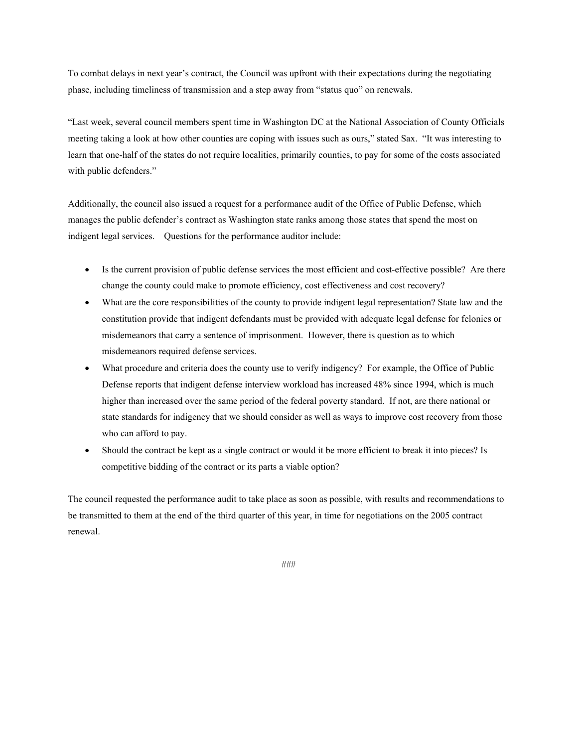To combat delays in next year's contract, the Council was upfront with their expectations during the negotiating phase, including timeliness of transmission and a step away from "status quo" on renewals.

"Last week, several council members spent time in Washington DC at the National Association of County Officials meeting taking a look at how other counties are coping with issues such as ours," stated Sax. "It was interesting to learn that one-half of the states do not require localities, primarily counties, to pay for some of the costs associated with public defenders."

Additionally, the council also issued a request for a performance audit of the Office of Public Defense, which manages the public defender's contract as Washington state ranks among those states that spend the most on indigent legal services. Questions for the performance auditor include:

- Is the current provision of public defense services the most efficient and cost-effective possible? Are there change the county could make to promote efficiency, cost effectiveness and cost recovery?
- What are the core responsibilities of the county to provide indigent legal representation? State law and the constitution provide that indigent defendants must be provided with adequate legal defense for felonies or misdemeanors that carry a sentence of imprisonment. However, there is question as to which misdemeanors required defense services.
- What procedure and criteria does the county use to verify indigency? For example, the Office of Public Defense reports that indigent defense interview workload has increased 48% since 1994, which is much higher than increased over the same period of the federal poverty standard. If not, are there national or state standards for indigency that we should consider as well as ways to improve cost recovery from those who can afford to pay.
- Should the contract be kept as a single contract or would it be more efficient to break it into pieces? Is competitive bidding of the contract or its parts a viable option?

The council requested the performance audit to take place as soon as possible, with results and recommendations to be transmitted to them at the end of the third quarter of this year, in time for negotiations on the 2005 contract renewal.

###